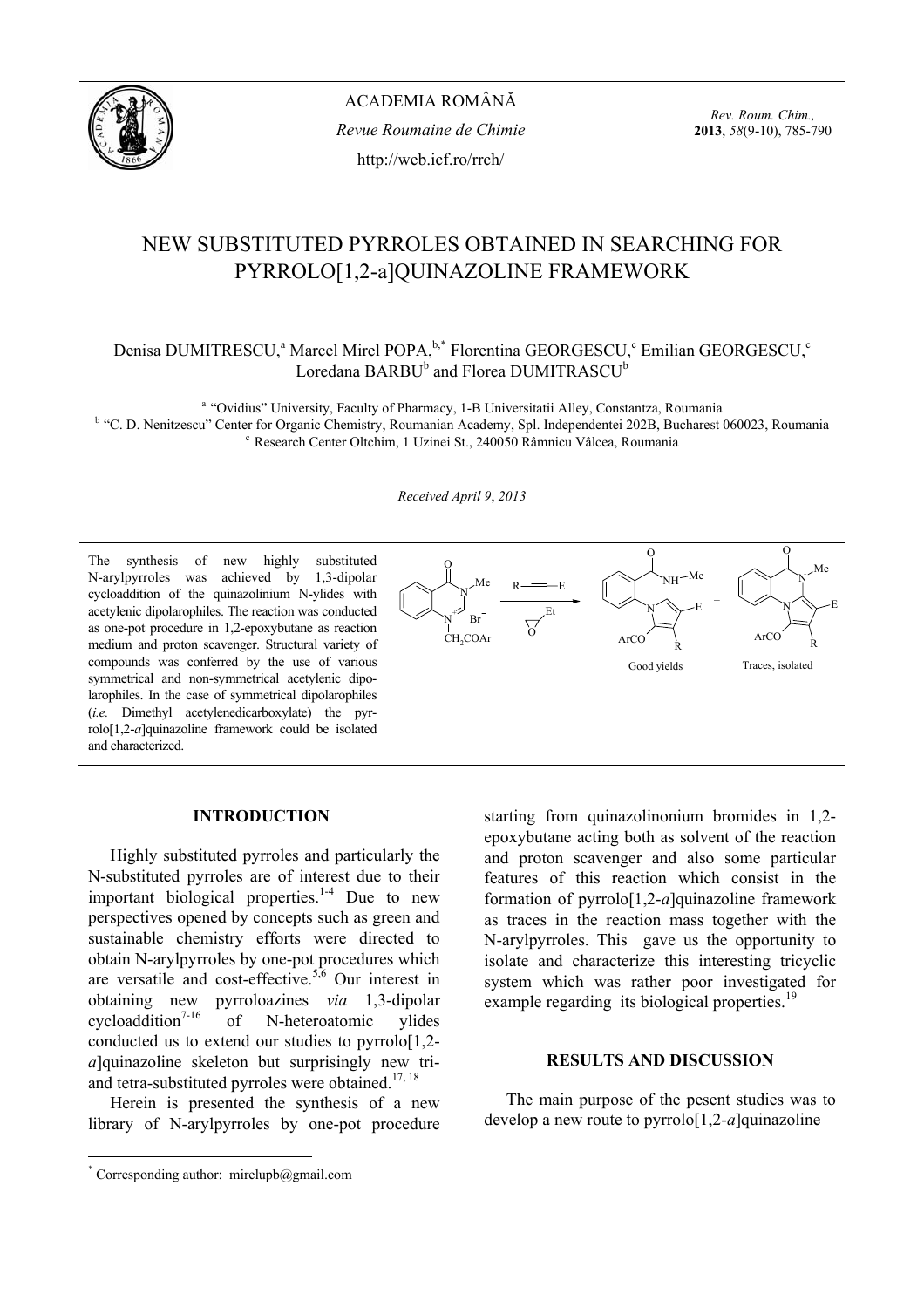# NEW SUBSTITUTED PYRROLES OBTAINED IN SEARCHING FOR PYRROLO[1,2-a]QUINAZOLINE FRAMEWORK

Denisa DUMITRESCU,[a] Marcel Mirel POPA,[b,*] Florentina GEORGESCU,[c] Emilian GEORGESCU,[c] Loredana BARBU[b] and Florea DUMITRASCU[b]

[a] "Ovidius" University, Faculty of Pharmacy, 1-B Universitatii Alley, Constantza, Roumania
[b] "C. D. Nenitzescu" Center for Organic Chemistry, Roumanian Academy, Spl. Independentei 202B, Bucharest 060023, Roumania
[c] Research Center Oltchim, 1 Uzinei St., 240050 Râmnicu Vâlcea, Roumania

*Received April 9, 2013*

The synthesis of new highly substituted N-arylpyrroles was achieved by 1,3-dipolar cycloaddition of the quinazolinium N-ylides with acetylenic dipolarophiles. The reaction was conducted as one-pot procedure in 1,2-epoxybutane as reaction medium and proton scavenger. Structural variety of compounds was conferred by the use of various symmetrical and non-symmetrical acetylenic dipolarophiles. In the case of symmetrical dipolarophiles (*i.e.* Dimethyl acetylenedicarboxylate) the pyrrolo[1,2-*a*]quinazoline framework could be isolated and characterized.

Good yields

Traces, isolated

## INTRODUCTION

Highly substituted pyrroles and particularly the N-substituted pyrroles are of interest due to their important biological properties.[1-4] Due to new perspectives opened by concepts such as green and sustainable chemistry efforts were directed to obtain N-arylpyrroles by one-pot procedures which are versatile and cost-effective.[5,6] Our interest in obtaining new pyrroloazines *via* 1,3-dipolar cycloaddition[7-16] of N-heteroatomic ylides conducted us to extend our studies to pyrrolo[1,2-*a*]quinazoline skeleton but surprisingly new tri- and tetra-substituted pyrroles were obtained.[17, 18]

Herein is presented the synthesis of a new library of N-arylpyrroles by one-pot procedure starting from quinazolinonium bromides in 1,2-epoxybutane acting both as solvent of the reaction and proton scavenger and also some particular features of this reaction which consist in the formation of pyrrolo[1,2-*a*]quinazoline framework as traces in the reaction mass together with the N-arylpyrroles. This gave us the opportunity to isolate and characterize this interesting tricyclic system which was rather poor investigated for example regarding its biological properties.[19]

## RESULTS AND DISCUSSION

The main purpose of the pesent studies was to develop a new route to pyrrolo[1,2-*a*]quinazoline

---

[*] Corresponding author: mirelupb@gmail.com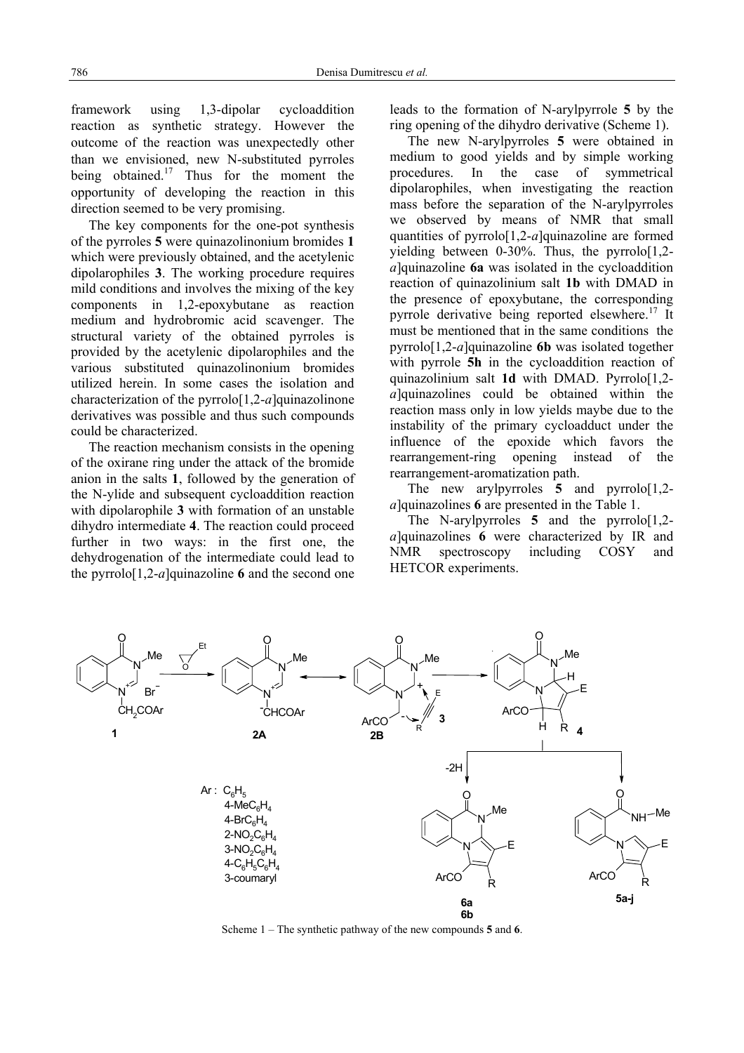framework using 1,3-dipolar cycloaddition reaction as synthetic strategy. However the outcome of the reaction was unexpectedly other than we envisioned, new N-substituted pyrroles being obtained.[17] Thus for the moment the opportunity of developing the reaction in this direction seemed to be very promising.

The key components for the one-pot synthesis of the pyrroles **5** were quinazolinonium bromides **1** which were previously obtained, and the acetylenic dipolarophiles **3**. The working procedure requires mild conditions and involves the mixing of the key components in 1,2-epoxybutane as reaction medium and hydrobromic acid scavenger. The structural variety of the obtained pyrroles is provided by the acetylenic dipolarophiles and the various substituted quinazolinonium bromides utilized herein. In some cases the isolation and characterization of the pyrrolo[1,2-*a*]quinazolinone derivatives was possible and thus such compounds could be characterized.

The reaction mechanism consists in the opening of the oxirane ring under the attack of the bromide anion in the salts **1**, followed by the generation of the N-ylide and subsequent cycloaddition reaction with dipolarophile **3** with formation of an unstable dihydro intermediate **4**. The reaction could proceed further in two ways: in the first one, the dehydrogenation of the intermediate could lead to the pyrrolo[1,2-*a*]quinazoline **6** and the second one leads to the formation of N-arylpyrrole **5** by the ring opening of the dihydro derivative (Scheme 1).

The new N-arylpyrroles **5** were obtained in medium to good yields and by simple working procedures. In the case of symmetrical dipolarophiles, when investigating the reaction mass before the separation of the N-arylpyrroles we observed by means of NMR that small quantities of pyrrolo[1,2-*a*]quinazoline are formed yielding between 0-30%. Thus, the pyrrolo[1,2-*a*]quinazoline **6a** was isolated in the cycloaddition reaction of quinazolinium salt **1b** with DMAD in the presence of epoxybutane, the corresponding pyrrole derivative being reported elsewhere.[17] It must be mentioned that in the same conditions the pyrrolo[1,2-*a*]quinazoline **6b** was isolated together with pyrrole **5h** in the cycloaddition reaction of quinazolinium salt **1d** with DMAD. Pyrrolo[1,2-*a*]quinazolines could be obtained within the reaction mass only in low yields maybe due to the instability of the primary cycloadduct under the influence of the epoxide which favors the rearrangement-ring opening instead of the rearrangement-aromatization path.

The new arylpyrroles **5** and pyrrolo[1,2-*a*]quinazolines **6** are presented in the Table 1.

The N-arylpyrroles **5** and the pyrrolo[1,2-*a*]quinazolines **6** were characterized by IR and NMR spectroscopy including COSY and HETCOR experiments.

Ar : $C_6H_5$, $4\text{-}MeC_6H_4$, $4\text{-}BrC_6H_4$, $2\text{-}NO_2C_6H_4$, $3\text{-}NO_2C_6H_4$, $4\text{-}C_6H_5C_6H_4$, 3-coumaryl

Scheme 1 – The synthetic pathway of the new compounds **5** and **6**.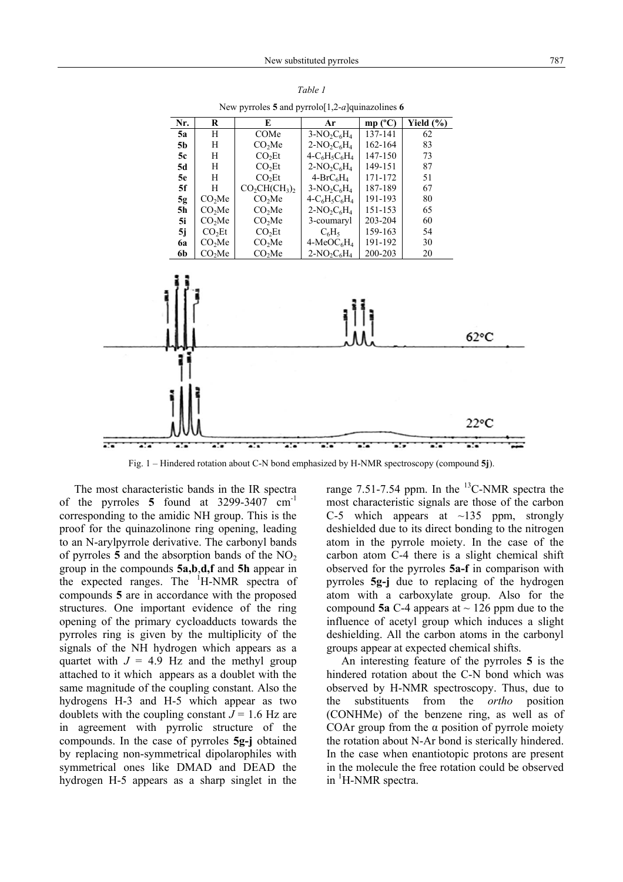*Table 1*

New pyrroles **5** and pyrrolo[1,2-*a*]quinazolines **6**

| Nr. | R | E | Ar | mp (ºC) | Yield (%) |
|---|---|---|---|---|---|
| **5a** | H | COMe | 3-$NO_2C_6H_4$ | 137-141 | 62 |
| **5b** | H | $CO_2Me$ | 2-$NO_2C_6H_4$ | 162-164 | 83 |
| **5c** | H | $CO_2Et$ | 4-$C_6H_5C_6H_4$ | 147-150 | 73 |
| **5d** | H | $CO_2Et$ | 2-$NO_2C_6H_4$ | 149-151 | 87 |
| **5e** | H | $CO_2Et$ | 4-$BrC_6H_4$ | 171-172 | 51 |
| **5f** | H | $CO_2CH(CH_3)_2$ | 3-$NO_2C_6H_4$ | 187-189 | 67 |
| **5g** | $CO_2Me$ | $CO_2Me$ | 4-$C_6H_5C_6H_4$ | 191-193 | 80 |
| **5h** | $CO_2Me$ | $CO_2Me$ | 2-$NO_2C_6H_4$ | 151-153 | 65 |
| **5i** | $CO_2Me$ | $CO_2Me$ | 3-coumaryl | 203-204 | 60 |
| **5j** | $CO_2Et$ | $CO_2Et$ | $C_6H_5$ | 159-163 | 54 |
| **6a** | $CO_2Me$ | $CO_2Me$ | 4-$MeOC_6H_4$ | 191-192 | 30 |
| **6b** | $CO_2Me$ | $CO_2Me$ | 2-$NO_2C_6H_4$ | 200-203 | 20 |

Fig. 1 – Hindered rotation about C-N bond emphasized by H-NMR spectroscopy (compound **5j**).

The most characteristic bands in the IR spectra of the pyrroles **5** found at 3299-3407 $cm^{-1}$ corresponding to the amidic NH group. This is the proof for the quinazolinone ring opening, leading to an N-arylpyrrole derivative. The carbonyl bands of pyrroles **5** and the absorption bands of the $NO_2$ group in the compounds **5a,b**,**d,f** and **5h** appear in the expected ranges. The $^1$H-NMR spectra of compounds **5** are in accordance with the proposed structures. One important evidence of the ring opening of the primary cycloadducts towards the pyrroles ring is given by the multiplicity of the signals of the NH hydrogen which appears as a quartet with $J$ = 4.9 Hz and the methyl group attached to it which appears as a doublet with the same magnitude of the coupling constant. Also the hydrogens H-3 and H-5 which appear as two doublets with the coupling constant $J$ = 1.6 Hz are in agreement with pyrrolic structure of the compounds. In the case of pyrroles **5g-j** obtained by replacing non-symmetrical dipolarophiles with symmetrical ones like DMAD and DEAD the hydrogen H-5 appears as a sharp singlet in the range 7.51-7.54 ppm. In the $^{13}$C-NMR spectra the most characteristic signals are those of the carbon C-5 which appears at ~135 ppm, strongly deshielded due to its direct bonding to the nitrogen atom in the pyrrole moiety. In the case of the carbon atom C-4 there is a slight chemical shift observed for the pyrroles **5a-f** in comparison with pyrroles **5g-j** due to replacing of the hydrogen atom with a carboxylate group. Also for the compound **5a** C-4 appears at ~ 126 ppm due to the influence of acetyl group which induces a slight deshielding. All the carbon atoms in the carbonyl groups appear at expected chemical shifts.

An interesting feature of the pyrroles **5** is the hindered rotation about the C-N bond which was observed by H-NMR spectroscopy. Thus, due to the substituents from the *ortho* position (CONHMe) of the benzene ring, as well as of COAr group from the α position of pyrrole moiety the rotation about N-Ar bond is sterically hindered. In the case when enantiotopic protons are present in the molecule the free rotation could be observed in $^1$H-NMR spectra.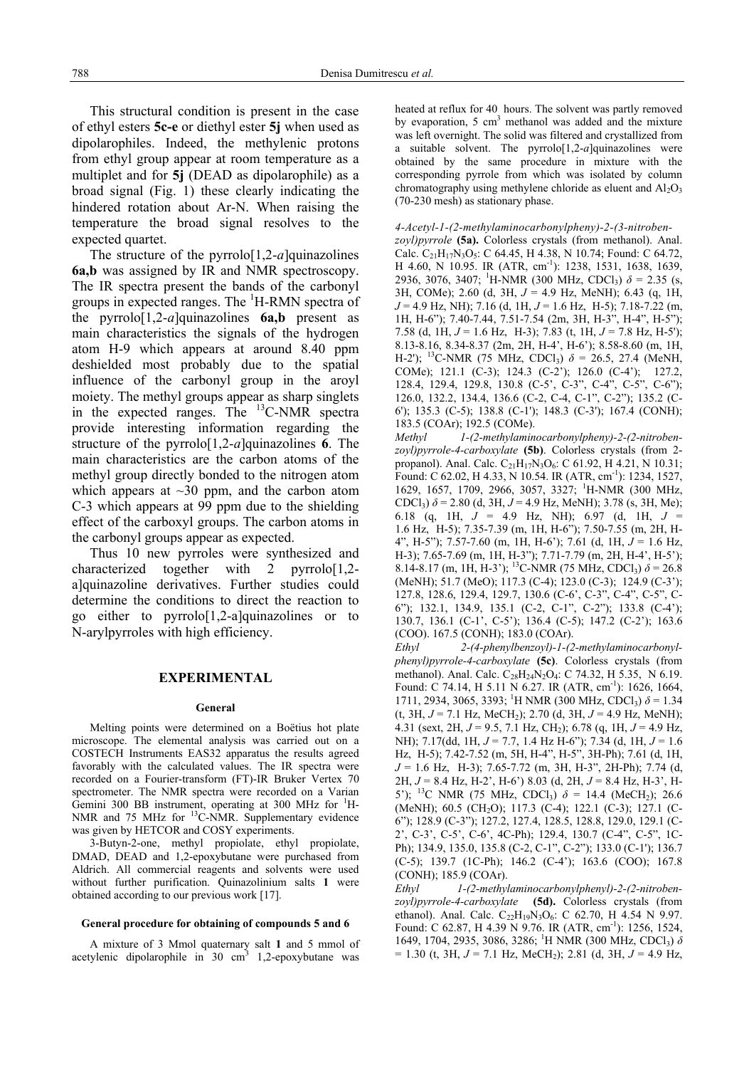This structural condition is present in the case of ethyl esters **5c-e** or diethyl ester **5j** when used as dipolarophiles. Indeed, the methylenic protons from ethyl group appear at room temperature as a multiplet and for **5j** (DEAD as dipolarophile) as a broad signal (Fig. 1) these clearly indicating the hindered rotation about Ar-N. When raising the temperature the broad signal resolves to the expected quartet.

The structure of the pyrrolo[1,2-*a*]quinazolines **6a,b** was assigned by IR and NMR spectroscopy. The IR spectra present the bands of the carbonyl groups in expected ranges. The $^{1}$H-RMN spectra of the pyrrolo[1,2-*a*]quinazolines **6a,b** present as main characteristics the signals of the hydrogen atom H-9 which appears at around 8.40 ppm deshielded most probably due to the spatial influence of the carbonyl group in the aroyl moiety. The methyl groups appear as sharp singlets in the expected ranges. The $^{13}$C-NMR spectra provide interesting information regarding the structure of the pyrrolo[1,2-*a*]quinazolines **6**. The main characteristics are the carbon atoms of the methyl group directly bonded to the nitrogen atom which appears at ~30 ppm, and the carbon atom C-3 which appears at 99 ppm due to the shielding effect of the carboxyl groups. The carbon atoms in the carbonyl groups appear as expected.

Thus 10 new pyrroles were synthesized and characterized together with 2 pyrrolo[1,2-a]quinazoline derivatives. Further studies could determine the conditions to direct the reaction to go either to pyrrolo[1,2-a]quinazolines or to N-arylpyrroles with high efficiency.

## EXPERIMENTAL

### General

Melting points were determined on a Boëtius hot plate microscope. The elemental analysis was carried out on a COSTECH Instruments EAS32 apparatus the results agreed favorably with the calculated values. The IR spectra were recorded on a Fourier-transform (FT)-IR Bruker Vertex 70 spectrometer. The NMR spectra were recorded on a Varian Gemini 300 BB instrument, operating at 300 MHz for $^{1}$H-NMR and 75 MHz for $^{13}$C-NMR. Supplementary evidence was given by HETCOR and COSY experiments.

3-Butyn-2-one, methyl propiolate, ethyl propiolate, DMAD, DEAD and 1,2-epoxybutane were purchased from Aldrich. All commercial reagents and solvents were used without further purification. Quinazolinium salts **1** were obtained according to our previous work [17].

### General procedure for obtaining of compounds 5 and 6

A mixture of 3 Mmol quaternary salt **1** and 5 mmol of acetylenic dipolarophile in 30 cm$^{3}$ 1,2-epoxybutane was heated at reflux for 40 hours. The solvent was partly removed by evaporation, 5 cm$^{3}$ methanol was added and the mixture was left overnight. The solid was filtered and crystallized from a suitable solvent. The pyrrolo[1,2-*a*]quinazolines were obtained by the same procedure in mixture with the corresponding pyrrole from which was isolated by column chromatography using methylene chloride as eluent and $Al_2O_3$ (70-230 mesh) as stationary phase.

*4-Acetyl-1-(2-methylaminocarbonylpheny)-2-(3-nitrobenzoyl)pyrrole* **(5a).** Colorless crystals (from methanol). Anal. Calc. $C_{21}H_{17}N_3O_5$: C 64.45, H 4.38, N 10.74; Found: C 64.72, H 4.60, N 10.95. IR (ATR, cm$^{-1}$): 1238, 1531, 1638, 1639, 2936, 3076, 3407; $^{1}$H-NMR (300 MHz, $CDCl_3$) $\delta$ = 2.35 (s, 3H, COMe); 2.60 (d, 3H, $J$ = 4.9 Hz, MeNH); 6.43 (q, 1H, $J$ = 4.9 Hz, NH); 7.16 (d, 1H, $J$ = 1.6 Hz, H-5); 7.18-7.22 (m, 1H, H-6”); 7.40-7.44, 7.51-7.54 (2m, 3H, H-3”, H-4”, H-5”); 7.58 (d, 1H, $J$ = 1.6 Hz, H-3); 7.83 (t, 1H, $J$ = 7.8 Hz, H-5'); 8.13-8.16, 8.34-8.37 (2m, 2H, H-4’, H-6’); 8.58-8.60 (m, 1H, H-2'); $^{13}$C-NMR (75 MHz, $CDCl_3$) $\delta$ = 26.5, 27.4 (MeNH, COMe); 121.1 (C-3); 124.3 (C-2’); 126.0 (C-4’); 127.2, 128.4, 129.4, 129.8, 130.8 (C-5’, C-3”, C-4”, C-5”, C-6”); 126.0, 132.2, 134.4, 136.6 (C-2, C-4, C-1”, C-2”); 135.2 (C-6'); 135.3 (C-5); 138.8 (C-1'); 148.3 (C-3'); 167.4 (CONH); 183.5 (COAr); 192.5 (COMe).

*Methyl 1-(2-methylaminocarbonylpheny)-2-(2-nitrobenzoyl)pyrrole-4-carboxylate* **(5b)**. Colorless crystals (from 2-propanol). Anal. Calc. $C_{21}H_{17}N_3O_6$: C 61.92, H 4.21, N 10.31; Found: C 62.02, H 4.33, N 10.54. IR (ATR, cm$^{-1}$): 1234, 1527, 1629, 1657, 1709, 2966, 3057, 3327; $^{1}$H-NMR (300 MHz, $CDCl_3$) $\delta$ = 2.80 (d, 3H, $J$ = 4.9 Hz, MeNH); 3.78 (s, 3H, Me); 6.18 (q, 1H, $J$ = 4.9 Hz, NH); 6.97 (d, 1H, $J$ = 1.6 Hz, H-5); 7.35-7.39 (m, 1H, H-6”); 7.50-7.55 (m, 2H, H-4”, H-5”); 7.57-7.60 (m, 1H, H-6’); 7.61 (d, 1H, $J$ = 1.6 Hz, H-3); 7.65-7.69 (m, 1H, H-3”); 7.71-7.79 (m, 2H, H-4’, H-5’); 8.14-8.17 (m, 1H, H-3’); $^{13}$C-NMR (75 MHz, $CDCl_3$) $\delta$ = 26.8 (MeNH); 51.7 (MeO); 117.3 (C-4); 123.0 (C-3); 124.9 (C-3’); 127.8, 128.6, 129.4, 129.7, 130.6 (C-6’, C-3”, C-4”, C-5”, C-6”); 132.1, 134.9, 135.1 (C-2, C-1”, C-2”); 133.8 (C-4’); 130.7, 136.1 (C-1’, C-5’); 136.4 (C-5); 147.2 (C-2’); 163.6 (COO). 167.5 (CONH); 183.0 (COAr).

*Ethyl 2-(4-phenylbenzoyl)-1-(2-methylaminocarbonylphenyl)pyrrole-4-carboxylate* **(5c)**. Colorless crystals (from methanol). Anal. Calc. $C_{28}H_{24}N_2O_4$: C 74.32, H 5.35, N 6.19. Found: C 74.14, H 5.11 N 6.27. IR (ATR, cm$^{-1}$): 1626, 1664, 1711, 2934, 3065, 3393; $^{1}$H NMR (300 MHz, $CDCl_3$) $\delta$ = 1.34 (t, 3H, $J$ = 7.1 Hz, $MeCH_2$); 2.70 (d, 3H, $J$ = 4.9 Hz, MeNH); 4.31 (sext, 2H, $J$ = 9.5, 7.1 Hz, $CH_2$); 6.78 (q, 1H, $J$ = 4.9 Hz, NH); 7.17(dd, 1H, $J$ = 7.7, 1.4 Hz H-6”); 7.34 (d, 1H, $J$ = 1.6 Hz, H-5); 7.42-7.52 (m, 5H, H-4”, H-5”, 3H-Ph); 7.61 (d, 1H, $J$ = 1.6 Hz, H-3); 7.65-7.72 (m, 3H, H-3”, 2H-Ph); 7.74 (d, 2H, $J$ = 8.4 Hz, H-2’, H-6’) 8.03 (d, 2H, $J$ = 8.4 Hz, H-3’, H-5’); $^{13}$C NMR (75 MHz, $CDCl_3$) $\delta$ = 14.4 ($MeCH_2$); 26.6 (MeNH); 60.5 ($CH_2O$); 117.3 (C-4); 122.1 (C-3); 127.1 (C-6”); 128.9 (C-3”); 127.2, 127.4, 128.5, 128.8, 129.0, 129.1 (C-2’, C-3’, C-5’, C-6’, 4C-Ph); 129.4, 130.7 (C-4”, C-5”, 1C-Ph); 134.9, 135.0, 135.8 (C-2, C-1”, C-2”); 133.0 (C-1'); 136.7 (C-5); 139.7 (1C-Ph); 146.2 (C-4’); 163.6 (COO); 167.8 (CONH); 185.9 (COAr).

*Ethyl 1-(2-methylaminocarbonylphenyl)-2-(2-nitrobenzoyl)pyrrole-4-carboxylate* **(5d).** Colorless crystals (from ethanol). Anal. Calc. $C_{22}H_{19}N_3O_6$: C 62.70, H 4.54 N 9.97. Found: C 62.87, H 4.39 N 9.76. IR (ATR, cm$^{-1}$): 1256, 1524, 1649, 1704, 2935, 3086, 3286; $^{1}$H NMR (300 MHz, $CDCl_3$) $\delta$ = 1.30 (t, 3H, $J$ = 7.1 Hz, $MeCH_2$); 2.81 (d, 3H, $J$ = 4.9 Hz,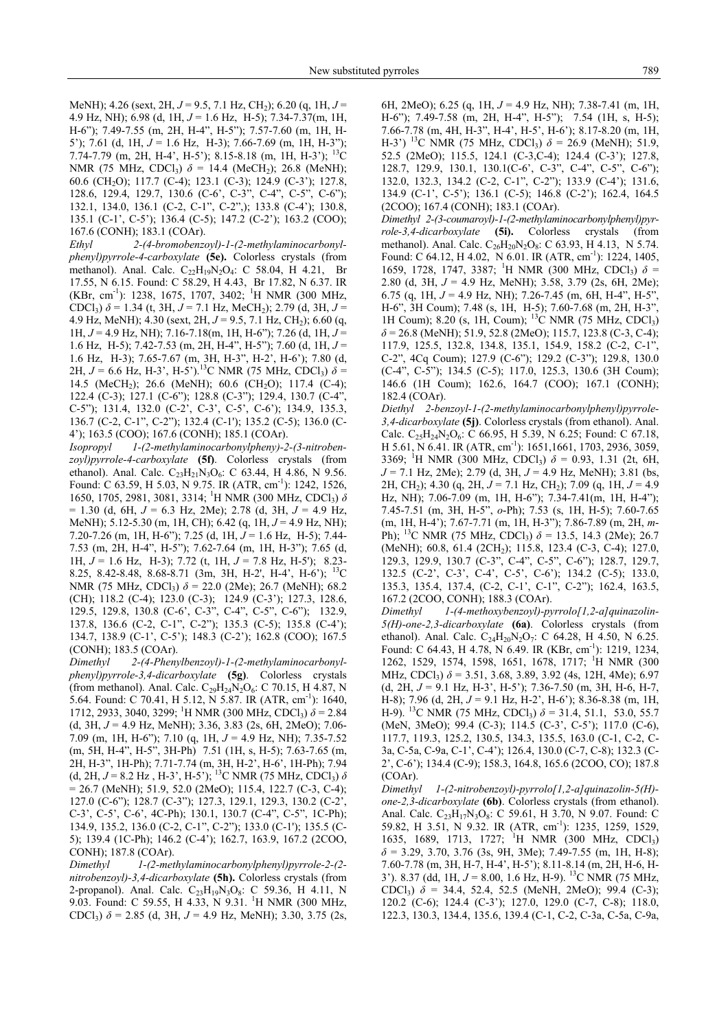MeNH); 4.26 (sext, 2H, $J$ = 9.5, 7.1 Hz, $CH_2$); 6.20 (q, 1H, $J$ = 4.9 Hz, NH); 6.98 (d, 1H, $J$ = 1.6 Hz, H-5); 7.34-7.37(m, 1H, H-6”); 7.49-7.55 (m, 2H, H-4”, H-5”); 7.57-7.60 (m, 1H, H-5’); 7.61 (d, 1H, $J$ = 1.6 Hz, H-3); 7.66-7.69 (m, 1H, H-3”); 7.74-7.79 (m, 2H, H-4’, H-5’); 8.15-8.18 (m, 1H, H-3’); $^{13}C$ NMR (75 MHz, $CDCl_3$) $\delta$ = 14.4 ($MeCH_2$); 26.8 (MeNH); 60.6 ($CH_2O$); 117.7 (C-4); 123.1 (C-3); 124.9 (C-3’); 127.8, 128.6, 129.4, 129.7, 130.6 (C-6’, C-3”, C-4”, C-5”, C-6”); 132.1, 134.0, 136.1 (C-2, C-1”, C-2”,); 133.8 (C-4’); 130.8, 135.1 (C-1’, C-5’); 136.4 (C-5); 147.2 (C-2’); 163.2 (COO); 167.6 (CONH); 183.1 (COAr).

*Ethyl 2-(4-bromobenzoyl)-1-(2-methylaminocarbonylphenyl)pyrrole-4-carboxylate* **(5e).** Colorless crystals (from methanol). Anal. Calc. $C_{22}H_{19}N_2O_4$: C 58.04, H 4.21, Br 17.55, N 6.15. Found: C 58.29, H 4.43, Br 17.82, N 6.37. IR (KBr, $cm^{-1}$): 1238, 1675, 1707, 3402; $^1H$ NMR (300 MHz, $CDCl_3$) $\delta$ = 1.34 (t, 3H, $J$ = 7.1 Hz, $MeCH_2$); 2.79 (d, 3H, $J$ = 4.9 Hz, MeNH); 4.30 (sext, 2H, $J$ = 9.5, 7.1 Hz, $CH_2$); 6.60 (q, 1H, $J$ = 4.9 Hz, NH); 7.16-7.18(m, 1H, H-6”); 7.26 (d, 1H, $J$ = 1.6 Hz, H-5); 7.42-7.53 (m, 2H, H-4”, H-5”); 7.60 (d, 1H, $J$ = 1.6 Hz, H-3); 7.65-7.67 (m, 3H, H-3”, H-2’, H-6’); 7.80 (d, 2H, $J$ = 6.6 Hz, H-3’, H-5’).$^{13}C$ NMR (75 MHz, $CDCl_3$) $\delta$ = 14.5 ($MeCH_2$); 26.6 (MeNH); 60.6 ($CH_2O$); 117.4 (C-4); 122.4 (C-3); 127.1 (C-6”); 128.8 (C-3”); 129.4, 130.7 (C-4”, C-5”); 131.4, 132.0 (C-2’, C-3’, C-5’, C-6’); 134.9, 135.3, 136.7 (C-2, C-1”, C-2”); 132.4 (C-1'); 135.2 (C-5); 136.0 (C-4’); 163.5 (COO); 167.6 (CONH); 185.1 (COAr).

*Isopropyl 1-(2-methylaminocarbonylpheny)-2-(3-nitrobenzoyl)pyrrole-4-carboxylate* **(5f)**. Colorless crystals (from ethanol). Anal. Calc. $C_{23}H_{21}N_3O_6$: C 63.44, H 4.86, N 9.56. Found: C 63.59, H 5.03, N 9.75. IR (ATR, $cm^{-1}$): 1242, 1526, 1650, 1705, 2981, 3081, 3314; $^1H$ NMR (300 MHz, $CDCl_3$) $\delta$ = 1.30 (d, 6H, $J$ = 6.3 Hz, 2Me); 2.78 (d, 3H, $J$ = 4.9 Hz, MeNH); 5.12-5.30 (m, 1H, CH); 6.42 (q, 1H, $J$ = 4.9 Hz, NH); 7.20-7.26 (m, 1H, H-6”); 7.25 (d, 1H, $J$ = 1.6 Hz, H-5); 7.44-7.53 (m, 2H, H-4”, H-5”); 7.62-7.64 (m, 1H, H-3”); 7.65 (d, 1H, $J$ = 1.6 Hz, H-3); 7.72 (t, 1H, $J$ = 7.8 Hz, H-5’); 8.23-8.25, 8.42-8.48, 8.68-8.71 (3m, 3H, H-2', H-4’, H-6’); $^{13}C$ NMR (75 MHz, $CDCl_3$) $\delta$ = 22.0 (2Me); 26.7 (MeNH); 68.2 (CH); 118.2 (C-4); 123.0 (C-3); 124.9 (C-3’); 127.3, 128.6, 129.5, 129.8, 130.8 (C-6’, C-3”, C-4”, C-5”, C-6”); 132.9, 137.8, 136.6 (C-2, C-1”, C-2”); 135.3 (C-5); 135.8 (C-4’); 134.7, 138.9 (C-1’, C-5’); 148.3 (C-2’); 162.8 (COO); 167.5 (CONH); 183.5 (COAr).

*Dimethyl 2-(4-Phenylbenzoyl)-1-(2-methylaminocarbonylphenyl)pyrrole-3,4-dicarboxylate* **(5g)**. Colorless crystals (from methanol). Anal. Calc. $C_{29}H_{24}N_2O_6$: C 70.15, H 4.87, N 5.64. Found: C 70.41, H 5.12, N 5.87. IR (ATR, $cm^{-1}$): 1640, 1712, 2933, 3040, 3299; $^1H$ NMR (300 MHz, $CDCl_3$) $\delta$ = 2.84 (d, 3H, $J$ = 4.9 Hz, MeNH); 3.36, 3.83 (2s, 6H, 2MeO); 7.06-7.09 (m, 1H, H-6”); 7.10 (q, 1H, $J$ = 4.9 Hz, NH); 7.35-7.52 (m, 5H, H-4”, H-5”, 3H-Ph) 7.51 (1H, s, H-5); 7.63-7.65 (m, 2H, H-3”, 1H-Ph); 7.71-7.74 (m, 3H, H-2’, H-6’, 1H-Ph); 7.94 (d, 2H, $J$ = 8.2 Hz , H-3’, H-5’); $^{13}C$ NMR (75 MHz, $CDCl_3$) $\delta$ = 26.7 (MeNH); 51.9, 52.0 (2MeO); 115.4, 122.7 (C-3, C-4); 127.0 (C-6”); 128.7 (C-3”); 127.3, 129.1, 129.3, 130.2 (C-2’, C-3’, C-5’, C-6’, 4C-Ph); 130.1, 130.7 (C-4”, C-5”, 1C-Ph); 134.9, 135.2, 136.0 (C-2, C-1”, C-2”); 133.0 (C-1'); 135.5 (C-5); 139.4 (1C-Ph); 146.2 (C-4’); 162.7, 163.9, 167.2 (2COO, CONH); 187.8 (COAr).

*Dimethyl 1-(2-methylaminocarbonylphenyl)pyrrole-2-(2-nitrobenzoyl)-3,4-dicarboxylate* **(5h).** Colorless crystals (from 2-propanol). Anal. Calc. $C_{23}H_{19}N_3O_8$: C 59.36, H 4.11, N 9.03. Found: C 59.55, H 4.33, N 9.31. $^1H$ NMR (300 MHz, $CDCl_3$) $\delta$ = 2.85 (d, 3H, $J$ = 4.9 Hz, MeNH); 3.30, 3.75 (2s, 6H, 2MeO); 6.25 (q, 1H, $J$ = 4.9 Hz, NH); 7.38-7.41 (m, 1H, H-6”); 7.49-7.58 (m, 2H, H-4”, H-5”); 7.54 (1H, s, H-5); 7.66-7.78 (m, 4H, H-3”, H-4’, H-5’, H-6’); 8.17-8.20 (m, 1H, H-3’) $^{13}C$ NMR (75 MHz, $CDCl_3$) $\delta$ = 26.9 (MeNH); 51.9, 52.5 (2MeO); 115.5, 124.1 (C-3,C-4); 124.4 (C-3’); 127.8, 128.7, 129.9, 130.1, 130.1(C-6’, C-3”, C-4”, C-5”, C-6”); 132.0, 132.3, 134.2 (C-2, C-1”, C-2”); 133.9 (C-4’); 131.6, 134.9 (C-1’, C-5’); 136.1 (C-5); 146.8 (C-2’); 162.4, 164.5 (2COO); 167.4 (CONH); 183.1 (COAr).

*Dimethyl 2-(3-coumaroyl)-1-(2-methylaminocarbonylphenyl)pyrrole-3,4-dicarboxylate* **(5i).** Colorless crystals (from methanol). Anal. Calc. $C_{26}H_{20}N_2O_8$: C 63.93, H 4.13, N 5.74. Found: C 64.12, H 4.02, N 6.01. IR (ATR, $cm^{-1}$): 1224, 1405, 1659, 1728, 1747, 3387; $^1H$ NMR (300 MHz, $CDCl_3$) $\delta$ = 2.80 (d, 3H, $J$ = 4.9 Hz, MeNH); 3.58, 3.79 (2s, 6H, 2Me); 6.75 (q, 1H, $J$ = 4.9 Hz, NH); 7.26-7.45 (m, 6H, H-4”, H-5”, H-6”, 3H Coum); 7.48 (s, 1H, H-5); 7.60-7.68 (m, 2H, H-3”, 1H Coum); 8.20 (s, 1H, Coum); $^{13}C$ NMR (75 MHz, $CDCl_3$) $\delta$ = 26.8 (MeNH); 51.9, 52.8 (2MeO); 115.7, 123.8 (C-3, C-4); 117.9, 125.5, 132.8, 134.8, 135.1, 154.9, 158.2 (C-2, C-1”, C-2”, 4Cq Coum); 127.9 (C-6”); 129.2 (C-3”); 129.8, 130.0 (C-4”, C-5”); 134.5 (C-5); 117.0, 125.3, 130.6 (3H Coum); 146.6 (1H Coum); 162.6, 164.7 (COO); 167.1 (CONH); 182.4 (COAr).

*Diethyl 2-benzoyl-1-(2-methylaminocarbonylphenyl)pyrrole-3,4-dicarboxylate* **(5j)**. Colorless crystals (from ethanol). Anal. Calc. $C_{25}H_{24}N_2O_6$: C 66.95, H 5.39, N 6.25; Found: C 67.18, H 5.61, N 6.41. IR (ATR, $cm^{-1}$): 1651,1661, 1703, 2936, 3059, 3369; $^1H$ NMR (300 MHz, $CDCl_3$) $\delta$ = 0.93, 1.31 (2t, 6H, $J$ = 7.1 Hz, 2Me); 2.79 (d, 3H, $J$ = 4.9 Hz, MeNH); 3.81 (bs, 2H, $CH_2$); 4.30 (q, 2H, $J$ = 7.1 Hz, $CH_2$); 7.09 (q, 1H, $J$ = 4.9 Hz, NH); 7.06-7.09 (m, 1H, H-6”); 7.34-7.41(m, 1H, H-4”); 7.45-7.51 (m, 3H, H-5”, *o*-Ph); 7.53 (s, 1H, H-5); 7.60-7.65 (m, 1H, H-4’); 7.67-7.71 (m, 1H, H-3”); 7.86-7.89 (m, 2H, *m*-Ph); $^{13}C$ NMR (75 MHz, $CDCl_3$) $\delta$ = 13.5, 14.3 (2Me); 26.7 (MeNH); 60.8, 61.4 ($2CH_2$); 115.8, 123.4 (C-3, C-4); 127.0, 129.3, 129.9, 130.7 (C-3”, C-4”, C-5”, C-6”); 128.7, 129.7, 132.5 (C-2’, C-3’, C-4’, C-5’, C-6’); 134.2 (C-5); 133.0, 135.3, 135.4, 137.4, (C-2, C-1’, C-1”, C-2”); 162.4, 163.5, 167.2 (2COO, CONH); 188.3 (COAr).

*Dimethyl 1-(4-methoxybenzoyl)-pyrrolo[1,2-a]quinazolin-5(H)-one-2,3-dicarboxylate* **(6a)**. Colorless crystals (from ethanol). Anal. Calc. $C_{24}H_{20}N_2O_7$: C 64.28, H 4.50, N 6.25. Found: C 64.43, H 4.78, N 6.49. IR (KBr, $cm^{-1}$): 1219, 1234, 1262, 1529, 1574, 1598, 1651, 1678, 1717; $^1H$ NMR (300 MHz, $CDCl_3$) $\delta$ = 3.51, 3.68, 3.89, 3.92 (4s, 12H, 4Me); 6.97 (d, 2H, $J$ = 9.1 Hz, H-3’, H-5’); 7.36-7.50 (m, 3H, H-6, H-7, H-8); 7.96 (d, 2H, $J$ = 9.1 Hz, H-2’, H-6’); 8.36-8.38 (m, 1H, H-9). $^{13}C$ NMR (75 MHz, $CDCl_3$) $\delta$ = 31.4, 51.1, 53.0, 55.7 (MeN, 3MeO); 99.4 (C-3); 114.5 (C-3’, C-5’); 117.0 (C-6), 117.7, 119.3, 125.2, 130.5, 134.3, 135.5, 163.0 (C-1, C-2, C-3a, C-5a, C-9a, C-1’, C-4’); 126.4, 130.0 (C-7, C-8); 132.3 (C-2’, C-6’); 134.4 (C-9); 158.3, 164.8, 165.6 (2COO, CO); 187.8 (COAr).

*Dimethyl 1-(2-nitrobenzoyl)-pyrrolo[1,2-a]quinazolin-5(H)-one-2,3-dicarboxylate* **(6b)**. Colorless crystals (from ethanol). Anal. Calc. $C_{23}H_{17}N_3O_8$: C 59.61, H 3.70, N 9.07. Found: C 59.82, H 3.51, N 9.32. IR (ATR, $cm^{-1}$): 1235, 1259, 1529, 1635, 1689, 1713, 1727; $^1H$ NMR (300 MHz, $CDCl_3$) $\delta$ = 3.29, 3.70, 3.76 (3s, 9H, 3Me); 7.49-7.55 (m, 1H, H-8); 7.60-7.78 (m, 3H, H-7, H-4’, H-5’); 8.11-8.14 (m, 2H, H-6, H-3’). 8.37 (dd, 1H, $J$ = 8.00, 1.6 Hz, H-9). $^{13}C$ NMR (75 MHz, $CDCl_3$) $\delta$ = 34.4, 52.4, 52.5 (MeNH, 2MeO); 99.4 (C-3); 120.2 (C-6); 124.4 (C-3’); 127.0, 129.0 (C-7, C-8); 118.0, 122.3, 130.3, 134.4, 135.6, 139.4 (C-1, C-2, C-3a, C-5a, C-9a,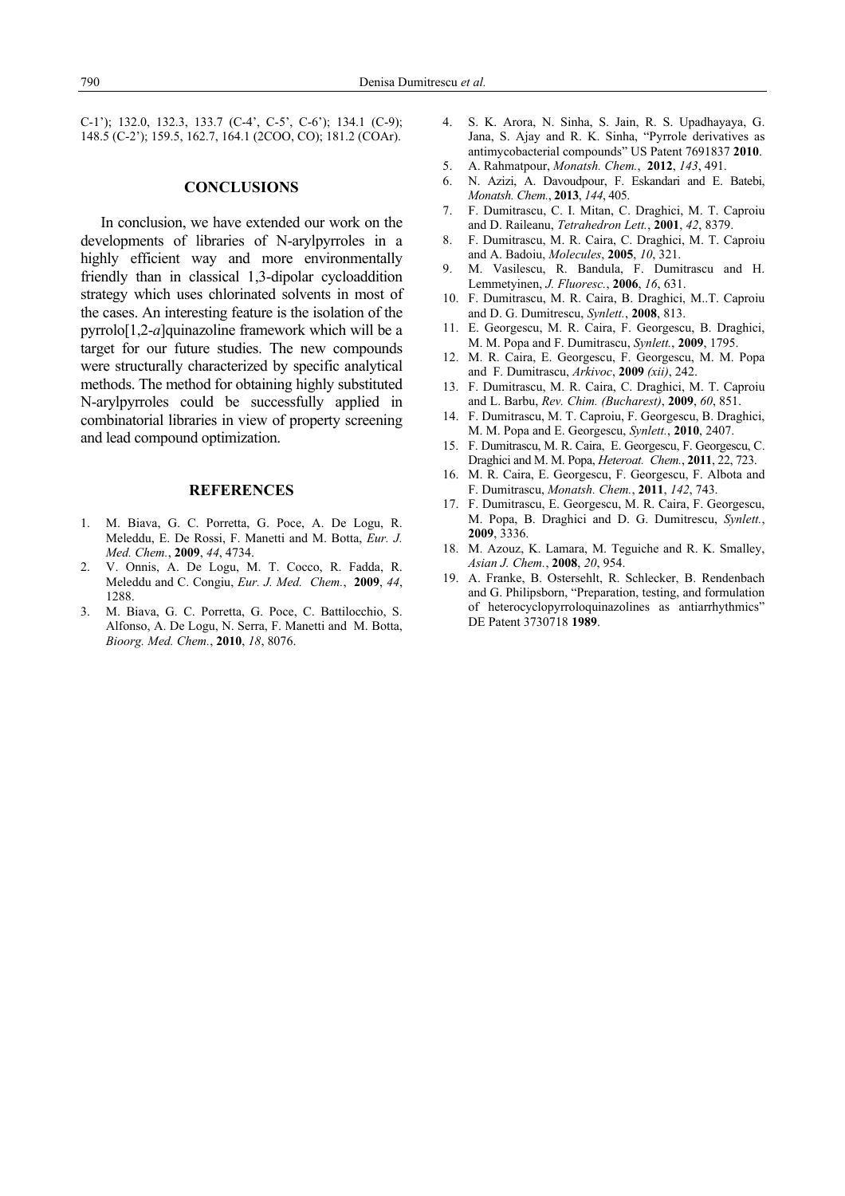C-1'); 132.0, 132.3, 133.7 (C-4', C-5', C-6'); 134.1 (C-9); 148.5 (C-2'); 159.5, 162.7, 164.1 (2COO, CO); 181.2 (COAr).

## CONCLUSIONS

In conclusion, we have extended our work on the developments of libraries of N-arylpyrroles in a highly efficient way and more environmentally friendly than in classical 1,3-dipolar cycloaddition strategy which uses chlorinated solvents in most of the cases. An interesting feature is the isolation of the pyrrolo[1,2-*a*]quinazoline framework which will be a target for our future studies. The new compounds were structurally characterized by specific analytical methods. The method for obtaining highly substituted N-arylpyrroles could be successfully applied in combinatorial libraries in view of property screening and lead compound optimization.

## REFERENCES

1. M. Biava, G. C. Porretta, G. Poce, A. De Logu, R. Meleddu, E. De Rossi, F. Manetti and M. Botta, *Eur. J. Med. Chem.*, **2009**, *44*, 4734.
2. V. Onnis, A. De Logu, M. T. Cocco, R. Fadda, R. Meleddu and C. Congiu, *Eur. J. Med. Chem.*, **2009**, *44*, 1288.
3. M. Biava, G. C. Porretta, G. Poce, C. Battilocchio, S. Alfonso, A. De Logu, N. Serra, F. Manetti and M. Botta, *Bioorg. Med. Chem.*, **2010**, *18*, 8076.
4. S. K. Arora, N. Sinha, S. Jain, R. S. Upadhayaya, G. Jana, S. Ajay and R. K. Sinha, "Pyrrole derivatives as antimycobacterial compounds" US Patent 7691837 **2010**.
5. A. Rahmatpour, *Monatsh. Chem.*, **2012**, *143*, 491.
6. N. Azizi, A. Davoudpour, F. Eskandari and E. Batebi, *Monatsh. Chem.*, **2013**, *144*, 405.
7. F. Dumitrascu, C. I. Mitan, C. Draghici, M. T. Caproiu and D. Raileanu, *Tetrahedron Lett.*, **2001**, *42*, 8379.
8. F. Dumitrascu, M. R. Caira, C. Draghici, M. T. Caproiu and A. Badoiu, *Molecules*, **2005**, *10*, 321.
9. M. Vasilescu, R. Bandula, F. Dumitrascu and H. Lemmetyinen, *J. Fluoresc.*, **2006**, *16*, 631.
10. F. Dumitrascu, M. R. Caira, B. Draghici, M..T. Caproiu and D. G. Dumitrescu, *Synlett.*, **2008**, 813.
11. E. Georgescu, M. R. Caira, F. Georgescu, B. Draghici, M. M. Popa and F. Dumitrascu, *Synlett.*, **2009**, 1795.
12. M. R. Caira, E. Georgescu, F. Georgescu, M. M. Popa and F. Dumitrascu, *Arkivoc*, **2009** *(xii)*, 242.
13. F. Dumitrascu, M. R. Caira, C. Draghici, M. T. Caproiu and L. Barbu, *Rev. Chim. (Bucharest)*, **2009**, *60*, 851.
14. F. Dumitrascu, M. T. Caproiu, F. Georgescu, B. Draghici, M. M. Popa and E. Georgescu, *Synlett.*, **2010**, 2407.
15. F. Dumitrascu, M. R. Caira, E. Georgescu, F. Georgescu, C. Draghici and M. M. Popa, *Heteroat. Chem.*, **2011**, 22, 723.
16. M. R. Caira, E. Georgescu, F. Georgescu, F. Albota and F. Dumitrascu, *Monatsh. Chem.*, **2011**, *142*, 743.
17. F. Dumitrascu, E. Georgescu, M. R. Caira, F. Georgescu, M. Popa, B. Draghici and D. G. Dumitrescu, *Synlett.*, **2009**, 3336.
18. M. Azouz, K. Lamara, M. Teguiche and R. K. Smalley, *Asian J. Chem.*, **2008**, *20*, 954.
19. A. Franke, B. Ostersehlt, R. Schlecker, B. Rendenbach and G. Philipsborn, "Preparation, testing, and formulation of heterocyclopyrroloquinazolines as antiarrhythmics" DE Patent 3730718 **1989**.